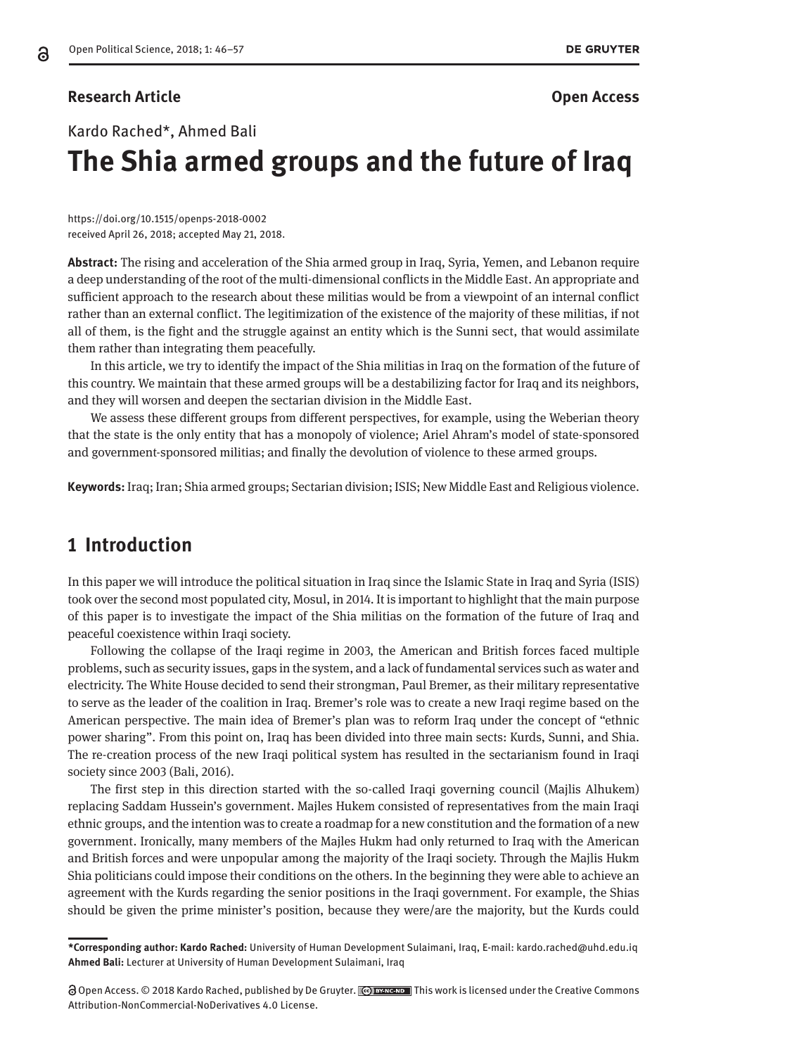**Research Article** **Open Access**

Kardo Rached*, Ahmed Bali

# The Shia armed groups and the future of Iraq

https://doi.org/10.1515/openps-2018-0002
received April 26, 2018; accepted May 21, 2018.

**Abstract:** The rising and acceleration of the Shia armed group in Iraq, Syria, Yemen, and Lebanon require a deep understanding of the root of the multi-dimensional conflicts in the Middle East. An appropriate and sufficient approach to the research about these militias would be from a viewpoint of an internal conflict rather than an external conflict. The legitimization of the existence of the majority of these militias, if not all of them, is the fight and the struggle against an entity which is the Sunni sect, that would assimilate them rather than integrating them peacefully.

In this article, we try to identify the impact of the Shia militias in Iraq on the formation of the future of this country. We maintain that these armed groups will be a destabilizing factor for Iraq and its neighbors, and they will worsen and deepen the sectarian division in the Middle East.

We assess these different groups from different perspectives, for example, using the Weberian theory that the state is the only entity that has a monopoly of violence; Ariel Ahram's model of state-sponsored and government-sponsored militias; and finally the devolution of violence to these armed groups.

**Keywords:** Iraq; Iran; Shia armed groups; Sectarian division; ISIS; New Middle East and Religious violence.

## 1 Introduction

In this paper we will introduce the political situation in Iraq since the Islamic State in Iraq and Syria (ISIS) took over the second most populated city, Mosul, in 2014. It is important to highlight that the main purpose of this paper is to investigate the impact of the Shia militias on the formation of the future of Iraq and peaceful coexistence within Iraqi society.

Following the collapse of the Iraqi regime in 2003, the American and British forces faced multiple problems, such as security issues, gaps in the system, and a lack of fundamental services such as water and electricity. The White House decided to send their strongman, Paul Bremer, as their military representative to serve as the leader of the coalition in Iraq. Bremer's role was to create a new Iraqi regime based on the American perspective. The main idea of Bremer's plan was to reform Iraq under the concept of "ethnic power sharing". From this point on, Iraq has been divided into three main sects: Kurds, Sunni, and Shia. The re-creation process of the new Iraqi political system has resulted in the sectarianism found in Iraqi society since 2003 (Bali, 2016).

The first step in this direction started with the so-called Iraqi governing council (Majlis Alhukem) replacing Saddam Hussein's government. Majles Hukem consisted of representatives from the main Iraqi ethnic groups, and the intention was to create a roadmap for a new constitution and the formation of a new government. Ironically, many members of the Majles Hukm had only returned to Iraq with the American and British forces and were unpopular among the majority of the Iraqi society. Through the Majlis Hukm Shia politicians could impose their conditions on the others. In the beginning they were able to achieve an agreement with the Kurds regarding the senior positions in the Iraqi government. For example, the Shias should be given the prime minister's position, because they were/are the majority, but the Kurds could

---

***Corresponding author: Kardo Rached:** University of Human Development Sulaimani, Iraq, E-mail: kardo.rached@uhd.edu.iq
**Ahmed Bali:** Lecturer at University of Human Development Sulaimani, Iraq

Open Access. © 2018 Kardo Rached, published by De Gruyter. This work is licensed under the Creative Commons Attribution-NonCommercial-NoDerivatives 4.0 License.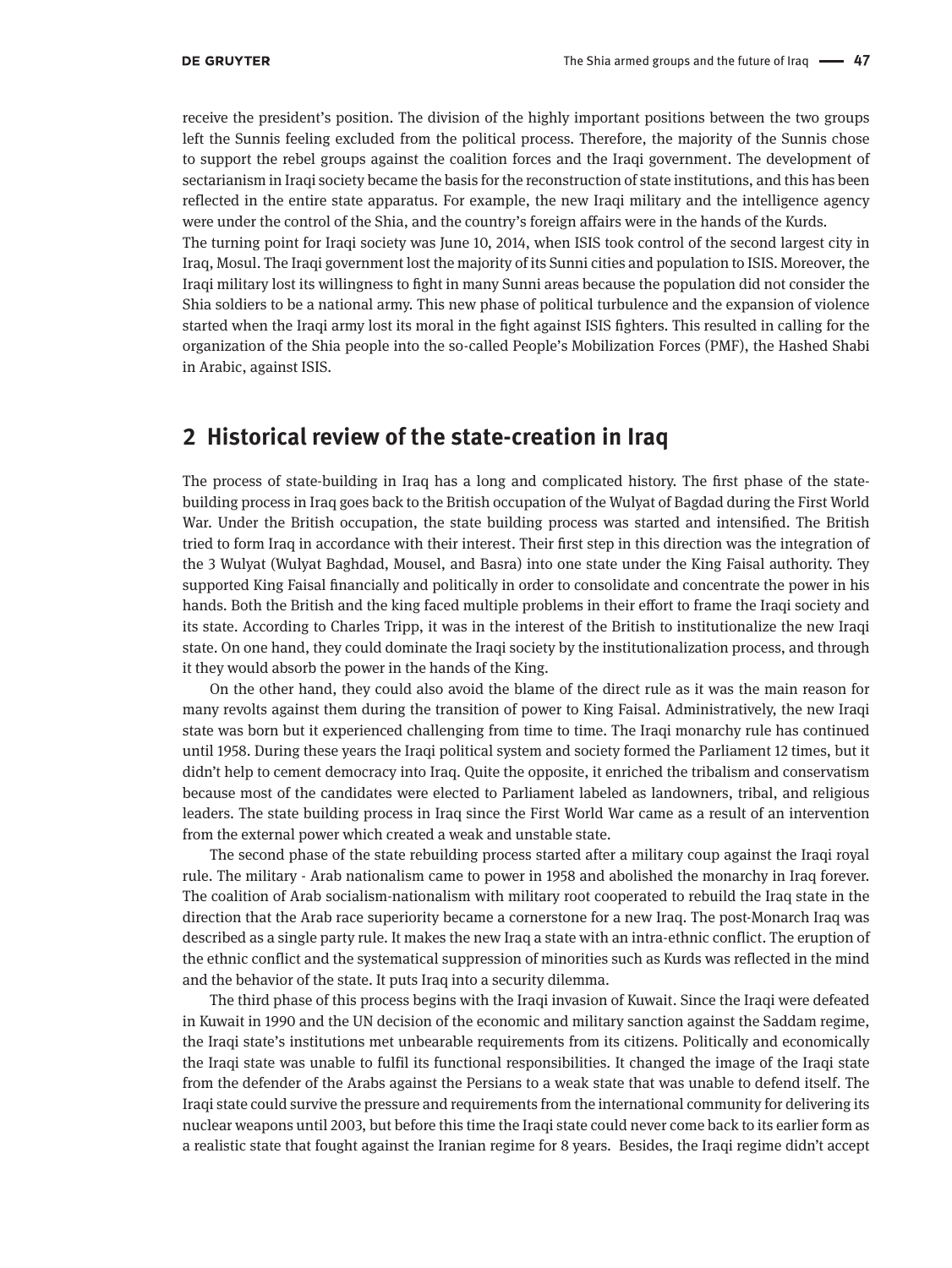receive the president's position. The division of the highly important positions between the two groups left the Sunnis feeling excluded from the political process. Therefore, the majority of the Sunnis chose to support the rebel groups against the coalition forces and the Iraqi government. The development of sectarianism in Iraqi society became the basis for the reconstruction of state institutions, and this has been reflected in the entire state apparatus. For example, the new Iraqi military and the intelligence agency were under the control of the Shia, and the country's foreign affairs were in the hands of the Kurds.

The turning point for Iraqi society was June 10, 2014, when ISIS took control of the second largest city in Iraq, Mosul. The Iraqi government lost the majority of its Sunni cities and population to ISIS. Moreover, the Iraqi military lost its willingness to fight in many Sunni areas because the population did not consider the Shia soldiers to be a national army. This new phase of political turbulence and the expansion of violence started when the Iraqi army lost its moral in the fight against ISIS fighters. This resulted in calling for the organization of the Shia people into the so-called People's Mobilization Forces (PMF), the Hashed Shabi in Arabic, against ISIS.

## 2 Historical review of the state-creation in Iraq

The process of state-building in Iraq has a long and complicated history. The first phase of the state-building process in Iraq goes back to the British occupation of the Wulyat of Bagdad during the First World War. Under the British occupation, the state building process was started and intensified. The British tried to form Iraq in accordance with their interest. Their first step in this direction was the integration of the 3 Wulyat (Wulyat Baghdad, Mousel, and Basra) into one state under the King Faisal authority. They supported King Faisal financially and politically in order to consolidate and concentrate the power in his hands. Both the British and the king faced multiple problems in their effort to frame the Iraqi society and its state. According to Charles Tripp, it was in the interest of the British to institutionalize the new Iraqi state. On one hand, they could dominate the Iraqi society by the institutionalization process, and through it they would absorb the power in the hands of the King.

On the other hand, they could also avoid the blame of the direct rule as it was the main reason for many revolts against them during the transition of power to King Faisal. Administratively, the new Iraqi state was born but it experienced challenging from time to time. The Iraqi monarchy rule has continued until 1958. During these years the Iraqi political system and society formed the Parliament 12 times, but it didn't help to cement democracy into Iraq. Quite the opposite, it enriched the tribalism and conservatism because most of the candidates were elected to Parliament labeled as landowners, tribal, and religious leaders. The state building process in Iraq since the First World War came as a result of an intervention from the external power which created a weak and unstable state.

The second phase of the state rebuilding process started after a military coup against the Iraqi royal rule. The military - Arab nationalism came to power in 1958 and abolished the monarchy in Iraq forever. The coalition of Arab socialism-nationalism with military root cooperated to rebuild the Iraq state in the direction that the Arab race superiority became a cornerstone for a new Iraq. The post-Monarch Iraq was described as a single party rule. It makes the new Iraq a state with an intra-ethnic conflict. The eruption of the ethnic conflict and the systematical suppression of minorities such as Kurds was reflected in the mind and the behavior of the state. It puts Iraq into a security dilemma.

The third phase of this process begins with the Iraqi invasion of Kuwait. Since the Iraqi were defeated in Kuwait in 1990 and the UN decision of the economic and military sanction against the Saddam regime, the Iraqi state's institutions met unbearable requirements from its citizens. Politically and economically the Iraqi state was unable to fulfil its functional responsibilities. It changed the image of the Iraqi state from the defender of the Arabs against the Persians to a weak state that was unable to defend itself. The Iraqi state could survive the pressure and requirements from the international community for delivering its nuclear weapons until 2003, but before this time the Iraqi state could never come back to its earlier form as a realistic state that fought against the Iranian regime for 8 years. Besides, the Iraqi regime didn't accept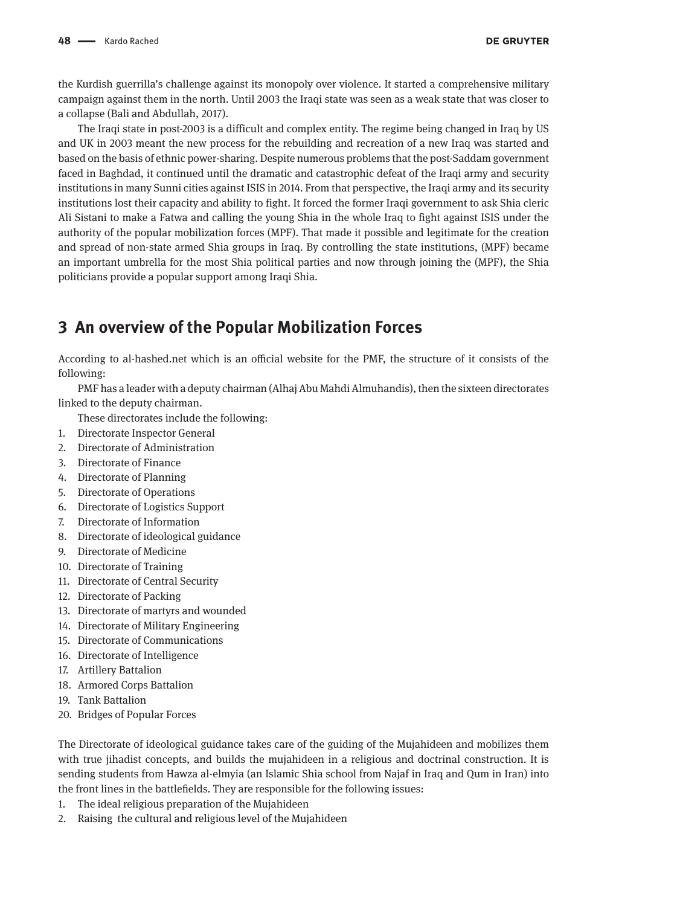the Kurdish guerrilla's challenge against its monopoly over violence. It started a comprehensive military campaign against them in the north. Until 2003 the Iraqi state was seen as a weak state that was closer to a collapse (Bali and Abdullah, 2017).

The Iraqi state in post-2003 is a difficult and complex entity. The regime being changed in Iraq by US and UK in 2003 meant the new process for the rebuilding and recreation of a new Iraq was started and based on the basis of ethnic power-sharing. Despite numerous problems that the post-Saddam government faced in Baghdad, it continued until the dramatic and catastrophic defeat of the Iraqi army and security institutions in many Sunni cities against ISIS in 2014. From that perspective, the Iraqi army and its security institutions lost their capacity and ability to fight. It forced the former Iraqi government to ask Shia cleric Ali Sistani to make a Fatwa and calling the young Shia in the whole Iraq to fight against ISIS under the authority of the popular mobilization forces (MPF). That made it possible and legitimate for the creation and spread of non-state armed Shia groups in Iraq. By controlling the state institutions, (MPF) became an important umbrella for the most Shia political parties and now through joining the (MPF), the Shia politicians provide a popular support among Iraqi Shia.

## 3 An overview of the Popular Mobilization Forces

According to al-hashed.net which is an official website for the PMF, the structure of it consists of the following:

PMF has a leader with a deputy chairman (Alhaj Abu Mahdi Almuhandis), then the sixteen directorates linked to the deputy chairman.

These directorates include the following:

1. Directorate Inspector General
2. Directorate of Administration
3. Directorate of Finance
4. Directorate of Planning
5. Directorate of Operations
6. Directorate of Logistics Support
7. Directorate of Information
8. Directorate of ideological guidance
9. Directorate of Medicine
10. Directorate of Training
11. Directorate of Central Security
12. Directorate of Packing
13. Directorate of martyrs and wounded
14. Directorate of Military Engineering
15. Directorate of Communications
16. Directorate of Intelligence
17. Artillery Battalion
18. Armored Corps Battalion
19. Tank Battalion
20. Bridges of Popular Forces

The Directorate of ideological guidance takes care of the guiding of the Mujahideen and mobilizes them with true jihadist concepts, and builds the mujahideen in a religious and doctrinal construction. It is sending students from Hawza al-elmyia (an Islamic Shia school from Najaf in Iraq and Qum in Iran) into the front lines in the battlefields. They are responsible for the following issues:

1. The ideal religious preparation of the Mujahideen
2. Raising the cultural and religious level of the Mujahideen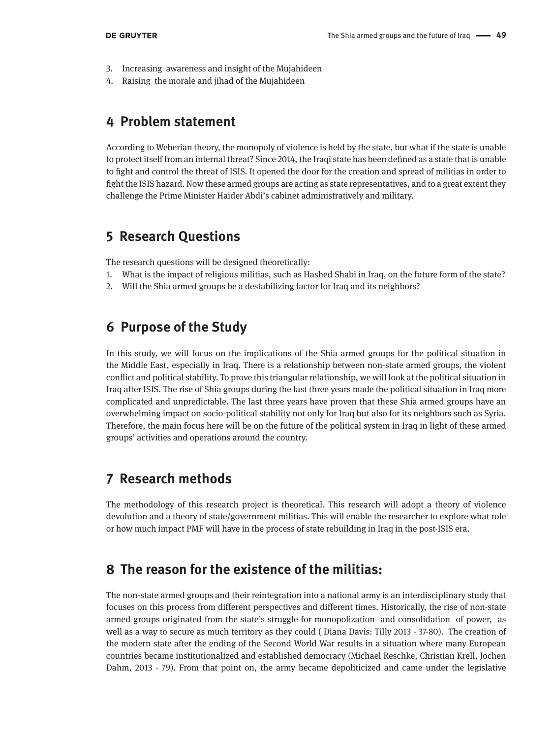3. Increasing awareness and insight of the Mujahideen
4. Raising the morale and jihad of the Mujahideen

## 4 Problem statement

According to Weberian theory, the monopoly of violence is held by the state, but what if the state is unable to protect itself from an internal threat? Since 2014, the Iraqi state has been defined as a state that is unable to fight and control the threat of ISIS. It opened the door for the creation and spread of militias in order to fight the ISIS hazard. Now these armed groups are acting as state representatives, and to a great extent they challenge the Prime Minister Haider Abdi's cabinet administratively and military.

## 5 Research Questions

The research questions will be designed theoretically:

1. What is the impact of religious militias, such as Hashed Shabi in Iraq, on the future form of the state?
2. Will the Shia armed groups be a destabilizing factor for Iraq and its neighbors?

## 6 Purpose of the Study

In this study, we will focus on the implications of the Shia armed groups for the political situation in the Middle East, especially in Iraq. There is a relationship between non-state armed groups, the violent conflict and political stability. To prove this triangular relationship, we will look at the political situation in Iraq after ISIS. The rise of Shia groups during the last three years made the political situation in Iraq more complicated and unpredictable. The last three years have proven that these Shia armed groups have an overwhelming impact on socio-political stability not only for Iraq but also for its neighbors such as Syria. Therefore, the main focus here will be on the future of the political system in Iraq in light of these armed groups' activities and operations around the country.

## 7 Research methods

The methodology of this research project is theoretical. This research will adopt a theory of violence devolution and a theory of state/government militias. This will enable the researcher to explore what role or how much impact PMF will have in the process of state rebuilding in Iraq in the post-ISIS era.

## 8 The reason for the existence of the militias:

The non-state armed groups and their reintegration into a national army is an interdisciplinary study that focuses on this process from different perspectives and different times. Historically, the rise of non-state armed groups originated from the state's struggle for monopolization and consolidation of power, as well as a way to secure as much territory as they could ( Diana Davis: Tilly 2013 - 37-80). The creation of the modern state after the ending of the Second World War results in a situation where many European countries became institutionalized and established democracy (Michael Reschke, Christian Krell, Jochen Dahm, 2013 - 79). From that point on, the army became depoliticized and came under the legislative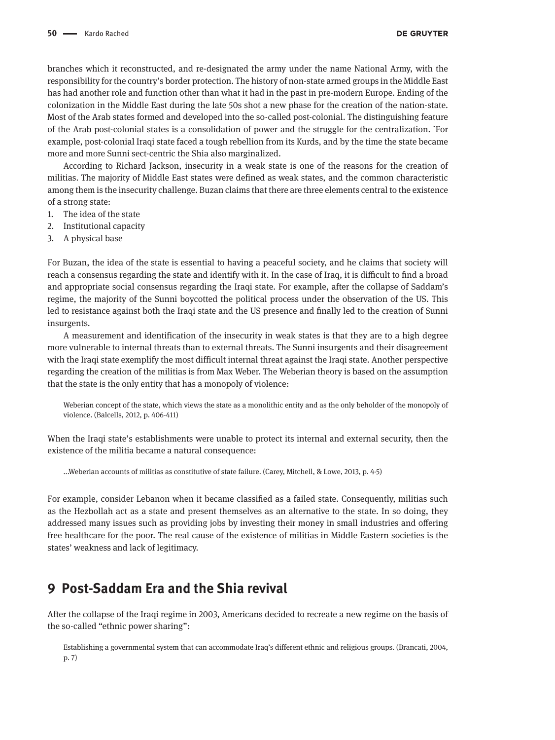branches which it reconstructed, and re-designated the army under the name National Army, with the responsibility for the country's border protection. The history of non-state armed groups in the Middle East has had another role and function other than what it had in the past in pre-modern Europe. Ending of the colonization in the Middle East during the late 50s shot a new phase for the creation of the nation-state. Most of the Arab states formed and developed into the so-called post-colonial. The distinguishing feature of the Arab post-colonial states is a consolidation of power and the struggle for the centralization. `For example, post-colonial Iraqi state faced a tough rebellion from its Kurds, and by the time the state became more and more Sunni sect-centric the Shia also marginalized.

According to Richard Jackson, insecurity in a weak state is one of the reasons for the creation of militias. The majority of Middle East states were defined as weak states, and the common characteristic among them is the insecurity challenge. Buzan claims that there are three elements central to the existence of a strong state:

1. The idea of the state
2. Institutional capacity
3. A physical base

For Buzan, the idea of the state is essential to having a peaceful society, and he claims that society will reach a consensus regarding the state and identify with it. In the case of Iraq, it is difficult to find a broad and appropriate social consensus regarding the Iraqi state. For example, after the collapse of Saddam's regime, the majority of the Sunni boycotted the political process under the observation of the US. This led to resistance against both the Iraqi state and the US presence and finally led to the creation of Sunni insurgents.

A measurement and identification of the insecurity in weak states is that they are to a high degree more vulnerable to internal threats than to external threats. The Sunni insurgents and their disagreement with the Iraqi state exemplify the most difficult internal threat against the Iraqi state. Another perspective regarding the creation of the militias is from Max Weber. The Weberian theory is based on the assumption that the state is the only entity that has a monopoly of violence:

> Weberian concept of the state, which views the state as a monolithic entity and as the only beholder of the monopoly of violence. (Balcells, 2012, p. 406-411)

When the Iraqi state's establishments were unable to protect its internal and external security, then the existence of the militia became a natural consequence:

> ...Weberian accounts of militias as constitutive of state failure. (Carey, Mitchell, & Lowe, 2013, p. 4-5)

For example, consider Lebanon when it became classified as a failed state. Consequently, militias such as the Hezbollah act as a state and present themselves as an alternative to the state. In so doing, they addressed many issues such as providing jobs by investing their money in small industries and offering free healthcare for the poor. The real cause of the existence of militias in Middle Eastern societies is the states' weakness and lack of legitimacy.

## 9 Post-Saddam Era and the Shia revival

After the collapse of the Iraqi regime in 2003, Americans decided to recreate a new regime on the basis of the so-called "ethnic power sharing":

> Establishing a governmental system that can accommodate Iraq's different ethnic and religious groups. (Brancati, 2004, p. 7)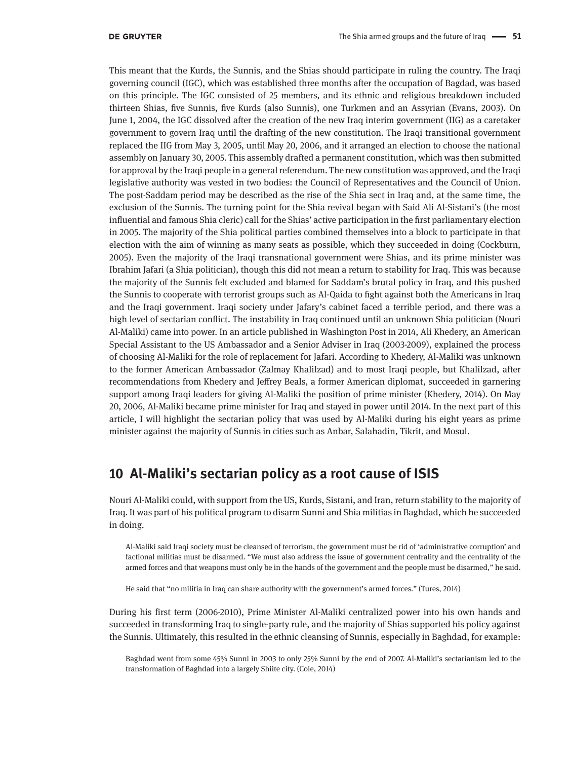This meant that the Kurds, the Sunnis, and the Shias should participate in ruling the country. The Iraqi governing council (IGC), which was established three months after the occupation of Bagdad, was based on this principle. The IGC consisted of 25 members, and its ethnic and religious breakdown included thirteen Shias, five Sunnis, five Kurds (also Sunnis), one Turkmen and an Assyrian (Evans, 2003). On June 1, 2004, the IGC dissolved after the creation of the new Iraq interim government (IIG) as a caretaker government to govern Iraq until the drafting of the new constitution. The Iraqi transitional government replaced the IIG from May 3, 2005, until May 20, 2006, and it arranged an election to choose the national assembly on January 30, 2005. This assembly drafted a permanent constitution, which was then submitted for approval by the Iraqi people in a general referendum. The new constitution was approved, and the Iraqi legislative authority was vested in two bodies: the Council of Representatives and the Council of Union. The post-Saddam period may be described as the rise of the Shia sect in Iraq and, at the same time, the exclusion of the Sunnis. The turning point for the Shia revival began with Said Ali Al-Sistani's (the most influential and famous Shia cleric) call for the Shias' active participation in the first parliamentary election in 2005. The majority of the Shia political parties combined themselves into a block to participate in that election with the aim of winning as many seats as possible, which they succeeded in doing (Cockburn, 2005). Even the majority of the Iraqi transnational government were Shias, and its prime minister was Ibrahim Jafari (a Shia politician), though this did not mean a return to stability for Iraq. This was because the majority of the Sunnis felt excluded and blamed for Saddam's brutal policy in Iraq, and this pushed the Sunnis to cooperate with terrorist groups such as Al-Qaida to fight against both the Americans in Iraq and the Iraqi government. Iraqi society under Jafary's cabinet faced a terrible period, and there was a high level of sectarian conflict. The instability in Iraq continued until an unknown Shia politician (Nouri Al-Maliki) came into power. In an article published in Washington Post in 2014, Ali Khedery, an American Special Assistant to the US Ambassador and a Senior Adviser in Iraq (2003-2009), explained the process of choosing Al-Maliki for the role of replacement for Jafari. According to Khedery, Al-Maliki was unknown to the former American Ambassador (Zalmay Khalilzad) and to most Iraqi people, but Khalilzad, after recommendations from Khedery and Jeffrey Beals, a former American diplomat, succeeded in garnering support among Iraqi leaders for giving Al-Maliki the position of prime minister (Khedery, 2014). On May 20, 2006, Al-Maliki became prime minister for Iraq and stayed in power until 2014. In the next part of this article, I will highlight the sectarian policy that was used by Al-Maliki during his eight years as prime minister against the majority of Sunnis in cities such as Anbar, Salahadin, Tikrit, and Mosul.

## 10 Al-Maliki's sectarian policy as a root cause of ISIS

Nouri Al-Maliki could, with support from the US, Kurds, Sistani, and Iran, return stability to the majority of Iraq. It was part of his political program to disarm Sunni and Shia militias in Baghdad, which he succeeded in doing.

> Al-Maliki said Iraqi society must be cleansed of terrorism, the government must be rid of 'administrative corruption' and factional militias must be disarmed. "We must also address the issue of government centrality and the centrality of the armed forces and that weapons must only be in the hands of the government and the people must be disarmed," he said.
>
> He said that "no militia in Iraq can share authority with the government's armed forces." (Tures, 2014)

During his first term (2006-2010), Prime Minister Al-Maliki centralized power into his own hands and succeeded in transforming Iraq to single-party rule, and the majority of Shias supported his policy against the Sunnis. Ultimately, this resulted in the ethnic cleansing of Sunnis, especially in Baghdad, for example:

> Baghdad went from some 45% Sunni in 2003 to only 25% Sunni by the end of 2007. Al-Maliki's sectarianism led to the transformation of Baghdad into a largely Shiite city. (Cole, 2014)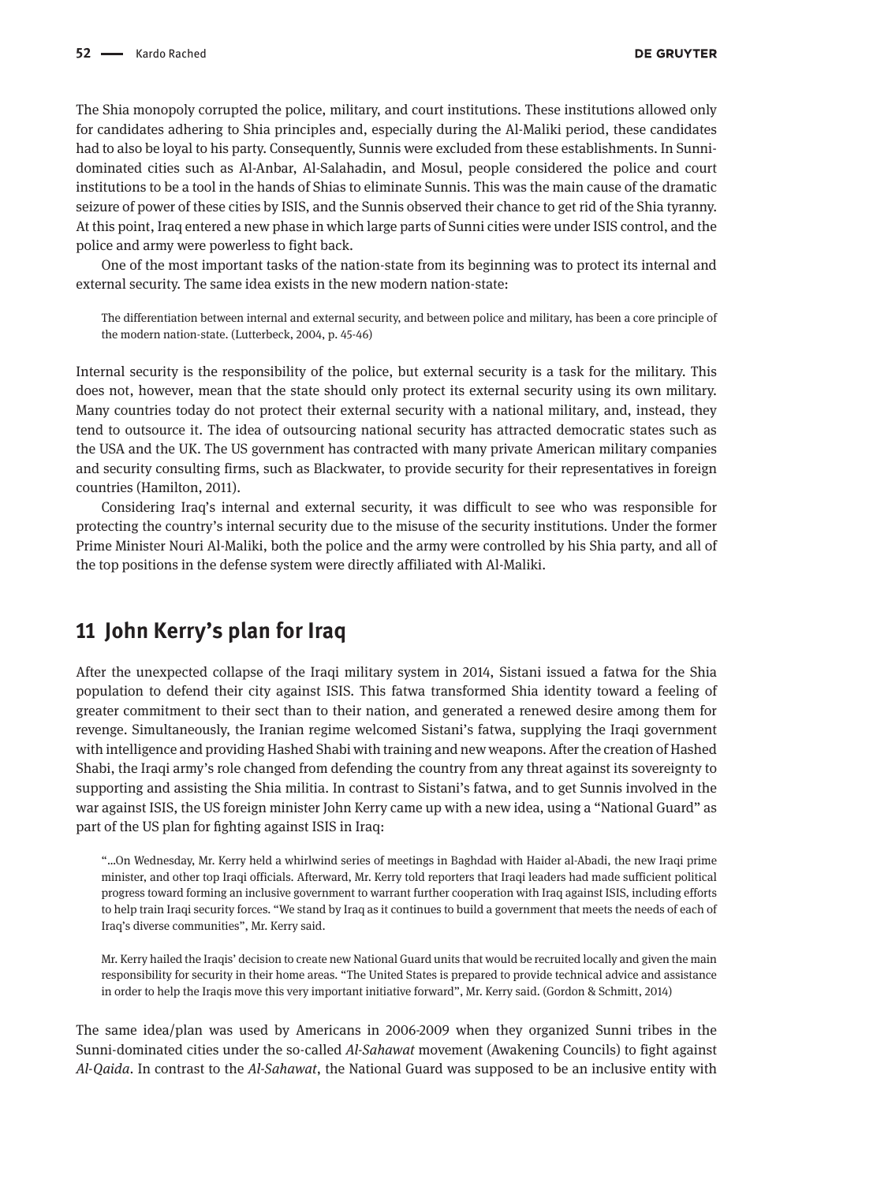The Shia monopoly corrupted the police, military, and court institutions. These institutions allowed only for candidates adhering to Shia principles and, especially during the Al-Maliki period, these candidates had to also be loyal to his party. Consequently, Sunnis were excluded from these establishments. In Sunni-dominated cities such as Al-Anbar, Al-Salahadin, and Mosul, people considered the police and court institutions to be a tool in the hands of Shias to eliminate Sunnis. This was the main cause of the dramatic seizure of power of these cities by ISIS, and the Sunnis observed their chance to get rid of the Shia tyranny. At this point, Iraq entered a new phase in which large parts of Sunni cities were under ISIS control, and the police and army were powerless to fight back.

One of the most important tasks of the nation-state from its beginning was to protect its internal and external security. The same idea exists in the new modern nation-state:

> The differentiation between internal and external security, and between police and military, has been a core principle of the modern nation-state. (Lutterbeck, 2004, p. 45-46)

Internal security is the responsibility of the police, but external security is a task for the military. This does not, however, mean that the state should only protect its external security using its own military. Many countries today do not protect their external security with a national military, and, instead, they tend to outsource it. The idea of outsourcing national security has attracted democratic states such as the USA and the UK. The US government has contracted with many private American military companies and security consulting firms, such as Blackwater, to provide security for their representatives in foreign countries (Hamilton, 2011).

Considering Iraq's internal and external security, it was difficult to see who was responsible for protecting the country's internal security due to the misuse of the security institutions. Under the former Prime Minister Nouri Al-Maliki, both the police and the army were controlled by his Shia party, and all of the top positions in the defense system were directly affiliated with Al-Maliki.

## 11 John Kerry's plan for Iraq

After the unexpected collapse of the Iraqi military system in 2014, Sistani issued a fatwa for the Shia population to defend their city against ISIS. This fatwa transformed Shia identity toward a feeling of greater commitment to their sect than to their nation, and generated a renewed desire among them for revenge. Simultaneously, the Iranian regime welcomed Sistani's fatwa, supplying the Iraqi government with intelligence and providing Hashed Shabi with training and new weapons. After the creation of Hashed Shabi, the Iraqi army's role changed from defending the country from any threat against its sovereignty to supporting and assisting the Shia militia. In contrast to Sistani's fatwa, and to get Sunnis involved in the war against ISIS, the US foreign minister John Kerry came up with a new idea, using a "National Guard" as part of the US plan for fighting against ISIS in Iraq:

> "...On Wednesday, Mr. Kerry held a whirlwind series of meetings in Baghdad with Haider al-Abadi, the new Iraqi prime minister, and other top Iraqi officials. Afterward, Mr. Kerry told reporters that Iraqi leaders had made sufficient political progress toward forming an inclusive government to warrant further cooperation with Iraq against ISIS, including efforts to help train Iraqi security forces. "We stand by Iraq as it continues to build a government that meets the needs of each of Iraq's diverse communities", Mr. Kerry said.
>
> Mr. Kerry hailed the Iraqis' decision to create new National Guard units that would be recruited locally and given the main responsibility for security in their home areas. "The United States is prepared to provide technical advice and assistance in order to help the Iraqis move this very important initiative forward", Mr. Kerry said. (Gordon & Schmitt, 2014)

The same idea/plan was used by Americans in 2006-2009 when they organized Sunni tribes in the Sunni-dominated cities under the so-called *Al-Sahawat* movement (Awakening Councils) to fight against *Al-Qaida*. In contrast to the *Al-Sahawat*, the National Guard was supposed to be an inclusive entity with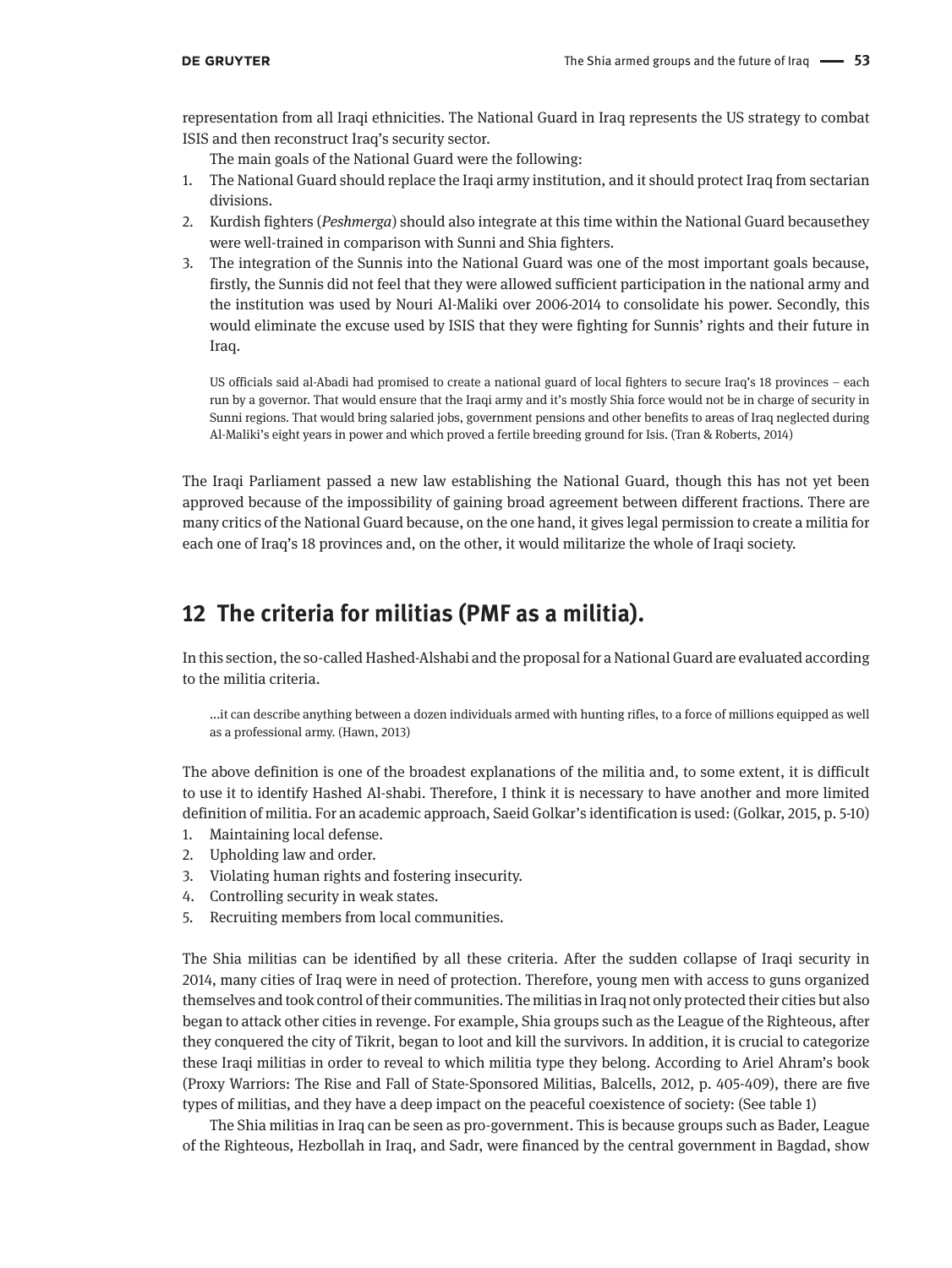representation from all Iraqi ethnicities. The National Guard in Iraq represents the US strategy to combat ISIS and then reconstruct Iraq's security sector.

The main goals of the National Guard were the following:

1. The National Guard should replace the Iraqi army institution, and it should protect Iraq from sectarian divisions.
2. Kurdish fighters (*Peshmerga*) should also integrate at this time within the National Guard becausethey were well-trained in comparison with Sunni and Shia fighters.
3. The integration of the Sunnis into the National Guard was one of the most important goals because, firstly, the Sunnis did not feel that they were allowed sufficient participation in the national army and the institution was used by Nouri Al-Maliki over 2006-2014 to consolidate his power. Secondly, this would eliminate the excuse used by ISIS that they were fighting for Sunnis' rights and their future in Iraq.

> US officials said al-Abadi had promised to create a national guard of local fighters to secure Iraq's 18 provinces – each run by a governor. That would ensure that the Iraqi army and it's mostly Shia force would not be in charge of security in Sunni regions. That would bring salaried jobs, government pensions and other benefits to areas of Iraq neglected during Al-Maliki's eight years in power and which proved a fertile breeding ground for Isis. (Tran & Roberts, 2014)

The Iraqi Parliament passed a new law establishing the National Guard, though this has not yet been approved because of the impossibility of gaining broad agreement between different fractions. There are many critics of the National Guard because, on the one hand, it gives legal permission to create a militia for each one of Iraq's 18 provinces and, on the other, it would militarize the whole of Iraqi society.

## 12 The criteria for militias (PMF as a militia).

In this section, the so-called Hashed-Alshabi and the proposal for a National Guard are evaluated according to the militia criteria.

> ...it can describe anything between a dozen individuals armed with hunting rifles, to a force of millions equipped as well as a professional army. (Hawn, 2013)

The above definition is one of the broadest explanations of the militia and, to some extent, it is difficult to use it to identify Hashed Al-shabi. Therefore, I think it is necessary to have another and more limited definition of militia. For an academic approach, Saeid Golkar's identification is used: (Golkar, 2015, p. 5-10)

1. Maintaining local defense.
2. Upholding law and order.
3. Violating human rights and fostering insecurity.
4. Controlling security in weak states.
5. Recruiting members from local communities.

The Shia militias can be identified by all these criteria. After the sudden collapse of Iraqi security in 2014, many cities of Iraq were in need of protection. Therefore, young men with access to guns organized themselves and took control of their communities. The militias in Iraq not only protected their cities but also began to attack other cities in revenge. For example, Shia groups such as the League of the Righteous, after they conquered the city of Tikrit, began to loot and kill the survivors. In addition, it is crucial to categorize these Iraqi militias in order to reveal to which militia type they belong. According to Ariel Ahram's book (Proxy Warriors: The Rise and Fall of State-Sponsored Militias, Balcells, 2012, p. 405-409), there are five types of militias, and they have a deep impact on the peaceful coexistence of society: (See table 1)

The Shia militias in Iraq can be seen as pro-government. This is because groups such as Bader, League of the Righteous, Hezbollah in Iraq, and Sadr, were financed by the central government in Bagdad, show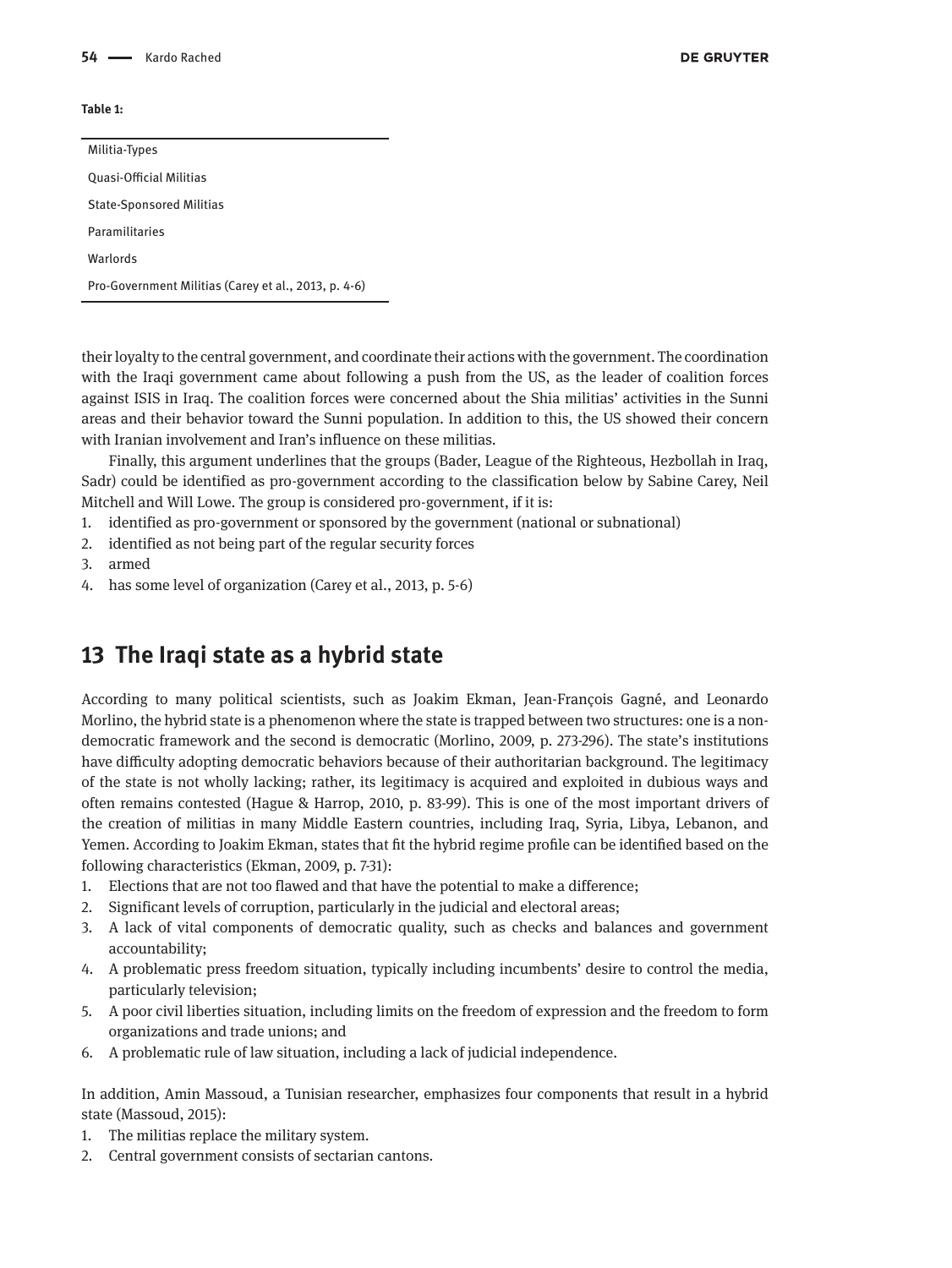**Table 1:**

| Militia-Types |
| --- |
| Quasi-Official Militias |
| State-Sponsored Militias |
| Paramilitaries |
| Warlords |
| Pro-Government Militias (Carey et al., 2013, p. 4-6) |

their loyalty to the central government, and coordinate their actions with the government. The coordination with the Iraqi government came about following a push from the US, as the leader of coalition forces against ISIS in Iraq. The coalition forces were concerned about the Shia militias' activities in the Sunni areas and their behavior toward the Sunni population. In addition to this, the US showed their concern with Iranian involvement and Iran's influence on these militias.

Finally, this argument underlines that the groups (Bader, League of the Righteous, Hezbollah in Iraq, Sadr) could be identified as pro-government according to the classification below by Sabine Carey, Neil Mitchell and Will Lowe. The group is considered pro-government, if it is:

1. identified as pro-government or sponsored by the government (national or subnational)
2. identified as not being part of the regular security forces
3. armed
4. has some level of organization (Carey et al., 2013, p. 5-6)

## 13 The Iraqi state as a hybrid state

According to many political scientists, such as Joakim Ekman, Jean-François Gagné, and Leonardo Morlino, the hybrid state is a phenomenon where the state is trapped between two structures: one is a non-democratic framework and the second is democratic (Morlino, 2009, p. 273-296). The state's institutions have difficulty adopting democratic behaviors because of their authoritarian background. The legitimacy of the state is not wholly lacking; rather, its legitimacy is acquired and exploited in dubious ways and often remains contested (Hague & Harrop, 2010, p. 83-99). This is one of the most important drivers of the creation of militias in many Middle Eastern countries, including Iraq, Syria, Libya, Lebanon, and Yemen. According to Joakim Ekman, states that fit the hybrid regime profile can be identified based on the following characteristics (Ekman, 2009, p. 7-31):

1. Elections that are not too flawed and that have the potential to make a difference;
2. Significant levels of corruption, particularly in the judicial and electoral areas;
3. A lack of vital components of democratic quality, such as checks and balances and government accountability;
4. A problematic press freedom situation, typically including incumbents' desire to control the media, particularly television;
5. A poor civil liberties situation, including limits on the freedom of expression and the freedom to form organizations and trade unions; and
6. A problematic rule of law situation, including a lack of judicial independence.

In addition, Amin Massoud, a Tunisian researcher, emphasizes four components that result in a hybrid state (Massoud, 2015):

1. The militias replace the military system.
2. Central government consists of sectarian cantons.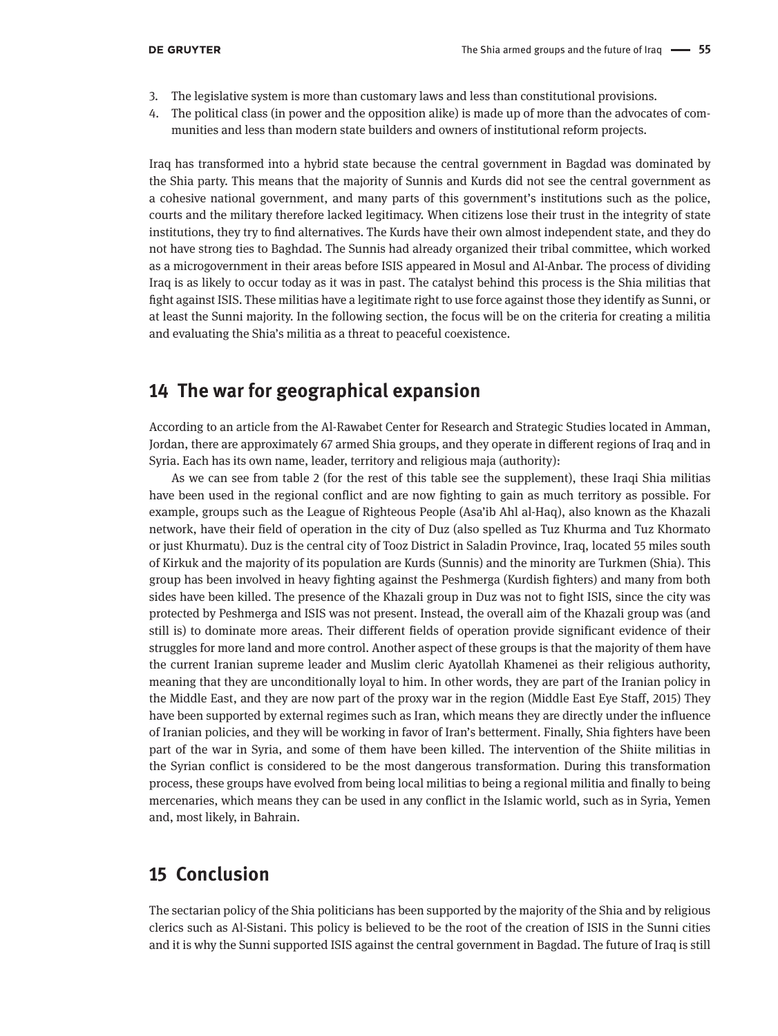3. The legislative system is more than customary laws and less than constitutional provisions.
4. The political class (in power and the opposition alike) is made up of more than the advocates of communities and less than modern state builders and owners of institutional reform projects.

Iraq has transformed into a hybrid state because the central government in Bagdad was dominated by the Shia party. This means that the majority of Sunnis and Kurds did not see the central government as a cohesive national government, and many parts of this government's institutions such as the police, courts and the military therefore lacked legitimacy. When citizens lose their trust in the integrity of state institutions, they try to find alternatives. The Kurds have their own almost independent state, and they do not have strong ties to Baghdad. The Sunnis had already organized their tribal committee, which worked as a microgovernment in their areas before ISIS appeared in Mosul and Al-Anbar. The process of dividing Iraq is as likely to occur today as it was in past. The catalyst behind this process is the Shia militias that fight against ISIS. These militias have a legitimate right to use force against those they identify as Sunni, or at least the Sunni majority. In the following section, the focus will be on the criteria for creating a militia and evaluating the Shia's militia as a threat to peaceful coexistence.

## 14 The war for geographical expansion

According to an article from the Al-Rawabet Center for Research and Strategic Studies located in Amman, Jordan, there are approximately 67 armed Shia groups, and they operate in different regions of Iraq and in Syria. Each has its own name, leader, territory and religious maja (authority):

As we can see from table 2 (for the rest of this table see the supplement), these Iraqi Shia militias have been used in the regional conflict and are now fighting to gain as much territory as possible. For example, groups such as the League of Righteous People (Asa'ib Ahl al-Haq), also known as the Khazali network, have their field of operation in the city of Duz (also spelled as Tuz Khurma and Tuz Khormato or just Khurmatu). Duz is the central city of Tooz District in Saladin Province, Iraq, located 55 miles south of Kirkuk and the majority of its population are Kurds (Sunnis) and the minority are Turkmen (Shia). This group has been involved in heavy fighting against the Peshmerga (Kurdish fighters) and many from both sides have been killed. The presence of the Khazali group in Duz was not to fight ISIS, since the city was protected by Peshmerga and ISIS was not present. Instead, the overall aim of the Khazali group was (and still is) to dominate more areas. Their different fields of operation provide significant evidence of their struggles for more land and more control. Another aspect of these groups is that the majority of them have the current Iranian supreme leader and Muslim cleric Ayatollah Khamenei as their religious authority, meaning that they are unconditionally loyal to him. In other words, they are part of the Iranian policy in the Middle East, and they are now part of the proxy war in the region (Middle East Eye Staff, 2015) They have been supported by external regimes such as Iran, which means they are directly under the influence of Iranian policies, and they will be working in favor of Iran's betterment. Finally, Shia fighters have been part of the war in Syria, and some of them have been killed. The intervention of the Shiite militias in the Syrian conflict is considered to be the most dangerous transformation. During this transformation process, these groups have evolved from being local militias to being a regional militia and finally to being mercenaries, which means they can be used in any conflict in the Islamic world, such as in Syria, Yemen and, most likely, in Bahrain.

## 15 Conclusion

The sectarian policy of the Shia politicians has been supported by the majority of the Shia and by religious clerics such as Al-Sistani. This policy is believed to be the root of the creation of ISIS in the Sunni cities and it is why the Sunni supported ISIS against the central government in Bagdad. The future of Iraq is still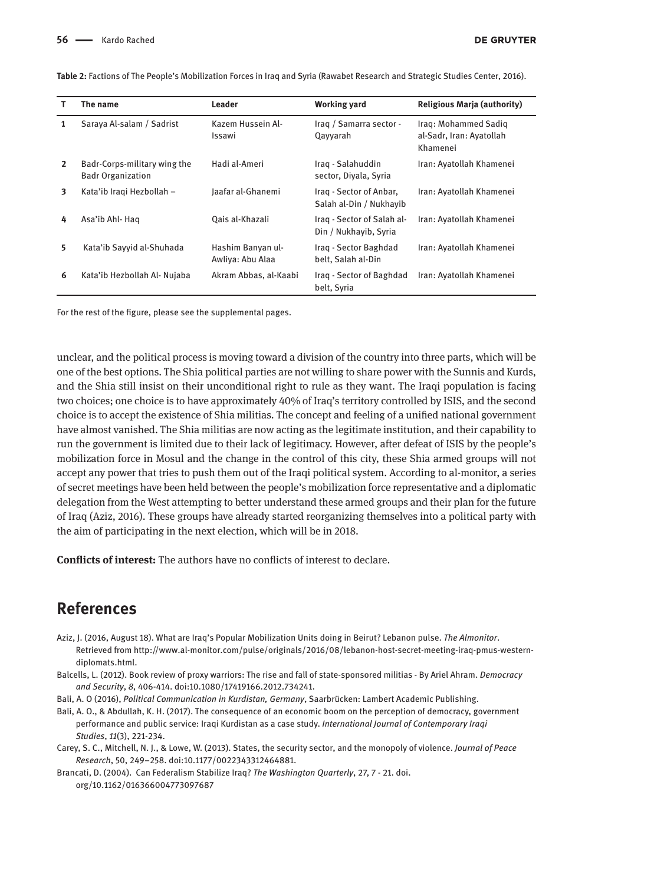**Table 2:** Factions of The People's Mobilization Forces in Iraq and Syria (Rawabet Research and Strategic Studies Center, 2016).

| T | The name | Leader | Working yard | Religious Marja (authority) |
|---|---|---|---|---|
| 1 | Saraya Al-salam / Sadrist | Kazem Hussein Al-Issawi | Iraq / Samarra sector - Qayyarah | Iraq: Mohammed Sadiq al-Sadr, Iran: Ayatollah Khamenei |
| 2 | Badr-Corps-military wing the Badr Organization | Hadi al-Ameri | Iraq - Salahuddin sector, Diyala, Syria | Iran: Ayatollah Khamenei |
| 3 | Kata'ib Iraqi Hezbollah – | Jaafar al-Ghanemi | Iraq - Sector of Anbar, Salah al-Din / Nukhayib | Iran: Ayatollah Khamenei |
| 4 | Asa'ib Ahl- Haq | Qais al-Khazali | Iraq - Sector of Salah al-Din / Nukhayib, Syria | Iran: Ayatollah Khamenei |
| 5 | Kata'ib Sayyid al-Shuhada | Hashim Banyan ul-Awliya: Abu Alaa | Iraq - Sector Baghdad belt, Salah al-Din | Iran: Ayatollah Khamenei |
| 6 | Kata'ib Hezbollah Al- Nujaba | Akram Abbas, al-Kaabi | Iraq - Sector of Baghdad belt, Syria | Iran: Ayatollah Khamenei |

For the rest of the figure, please see the supplemental pages.

unclear, and the political process is moving toward a division of the country into three parts, which will be one of the best options. The Shia political parties are not willing to share power with the Sunnis and Kurds, and the Shia still insist on their unconditional right to rule as they want. The Iraqi population is facing two choices; one choice is to have approximately 40% of Iraq's territory controlled by ISIS, and the second choice is to accept the existence of Shia militias. The concept and feeling of a unified national government have almost vanished. The Shia militias are now acting as the legitimate institution, and their capability to run the government is limited due to their lack of legitimacy. However, after defeat of ISIS by the people's mobilization force in Mosul and the change in the control of this city, these Shia armed groups will not accept any power that tries to push them out of the Iraqi political system. According to al-monitor, a series of secret meetings have been held between the people's mobilization force representative and a diplomatic delegation from the West attempting to better understand these armed groups and their plan for the future of Iraq (Aziz, 2016). These groups have already started reorganizing themselves into a political party with the aim of participating in the next election, which will be in 2018.

**Conflicts of interest:** The authors have no conflicts of interest to declare.

## References

Aziz, J. (2016, August 18). What are Iraq's Popular Mobilization Units doing in Beirut? Lebanon pulse. *The Almonitor*. Retrieved from http://www.al-monitor.com/pulse/originals/2016/08/lebanon-host-secret-meeting-iraq-pmus-western-diplomats.html.

Balcells, L. (2012). Book review of proxy warriors: The rise and fall of state-sponsored militias - By Ariel Ahram. *Democracy and Security*, *8*, 406-414. doi:10.1080/17419166.2012.734241.

Bali, A. O (2016), *Political Communication in Kurdistan, Germany*, Saarbrücken: Lambert Academic Publishing.

Bali, A. O., & Abdullah, K. H. (2017). The consequence of an economic boom on the perception of democracy, government performance and public service: Iraqi Kurdistan as a case study. *International Journal of Contemporary Iraqi Studies*, *11*(3), 221-234.

Carey, S. C., Mitchell, N. J., & Lowe, W. (2013). States, the security sector, and the monopoly of violence. *Journal of Peace Research*, 50, 249–258. doi:10.1177/0022343312464881.

Brancati, D. (2004). Can Federalism Stabilize Iraq? *The Washington Quarterly*, *27*, 7 - 21. doi.org/10.1162/016366004773097687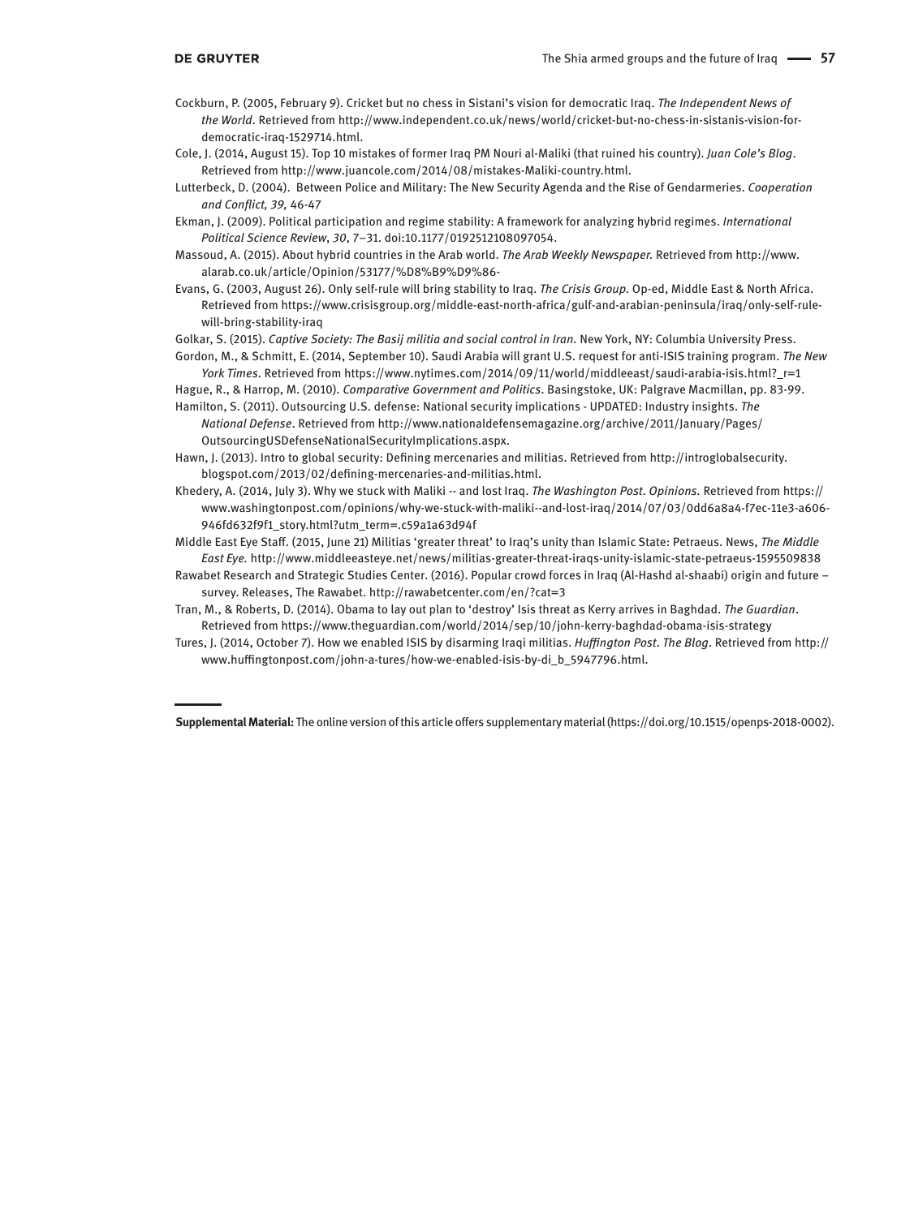Cockburn, P. (2005, February 9). Cricket but no chess in Sistani's vision for democratic Iraq. *The Independent News of the World*. Retrieved from http://www.independent.co.uk/news/world/cricket-but-no-chess-in-sistanis-vision-for-democratic-iraq-1529714.html.

Cole, J. (2014, August 15). Top 10 mistakes of former Iraq PM Nouri al-Maliki (that ruined his country). *Juan Cole's Blog*. Retrieved from http://www.juancole.com/2014/08/mistakes-Maliki-country.html.

Lutterbeck, D. (2004). Between Police and Military: The New Security Agenda and the Rise of Gendarmeries. *Cooperation and Conflict, 39,* 46-47

Ekman, J. (2009). Political participation and regime stability: A framework for analyzing hybrid regimes. *International Political Science Review*, *30*, 7–31. doi:10.1177/0192512108097054.

Massoud, A. (2015). About hybrid countries in the Arab world. *The Arab Weekly Newspaper.* Retrieved from http://www.alarab.co.uk/article/Opinion/53177/%D8%B9%D9%86-

Evans, G. (2003, August 26). Only self-rule will bring stability to Iraq. *The Crisis Group.* Op-ed, Middle East & North Africa. Retrieved from https://www.crisisgroup.org/middle-east-north-africa/gulf-and-arabian-peninsula/iraq/only-self-rule-will-bring-stability-iraq

Golkar, S. (2015). *Captive Society: The Basij militia and social control in Iran.* New York, NY: Columbia University Press.

Gordon, M., & Schmitt, E. (2014, September 10). Saudi Arabia will grant U.S. request for anti-ISIS training program. *The New York Times*. Retrieved from https://www.nytimes.com/2014/09/11/world/middleeast/saudi-arabia-isis.html?_r=1

Hague, R., & Harrop, M. (2010). *Comparative Government and Politics*. Basingstoke, UK: Palgrave Macmillan, pp. 83-99.

Hamilton, S. (2011). Outsourcing U.S. defense: National security implications - UPDATED: Industry insights. *The National Defense*. Retrieved from http://www.nationaldefensemagazine.org/archive/2011/January/Pages/OutsourcingUSDefenseNationalSecurityImplications.aspx.

Hawn, J. (2013). Intro to global security: Defining mercenaries and militias. Retrieved from http://introglobalsecurity.blogspot.com/2013/02/defining-mercenaries-and-militias.html.

Khedery, A. (2014, July 3). Why we stuck with Maliki -- and lost Iraq. *The Washington Post. Opinions.* Retrieved from https://www.washingtonpost.com/opinions/why-we-stuck-with-maliki--and-lost-iraq/2014/07/03/0dd6a8a4-f7ec-11e3-a606-946fd632f9f1_story.html?utm_term=.c59a1a63d94f

Middle East Eye Staff. (2015, June 21) Militias 'greater threat' to Iraq's unity than Islamic State: Petraeus. News, *The Middle East Eye.* http://www.middleeasteye.net/news/militias-greater-threat-iraqs-unity-islamic-state-petraeus-1595509838

Rawabet Research and Strategic Studies Center. (2016). Popular crowd forces in Iraq (Al-Hashd al-shaabi) origin and future – survey. Releases, The Rawabet. http://rawabetcenter.com/en/?cat=3

Tran, M., & Roberts, D. (2014). Obama to lay out plan to 'destroy' Isis threat as Kerry arrives in Baghdad. *The Guardian*. Retrieved from https://www.theguardian.com/world/2014/sep/10/john-kerry-baghdad-obama-isis-strategy

Tures, J. (2014, October 7). How we enabled ISIS by disarming Iraqi militias. *Huffington Post. The Blog*. Retrieved from http://www.huffingtonpost.com/john-a-tures/how-we-enabled-isis-by-di_b_5947796.html.

---

**Supplemental Material:** The online version of this article offers supplementary material (https://doi.org/10.1515/openps-2018-0002).